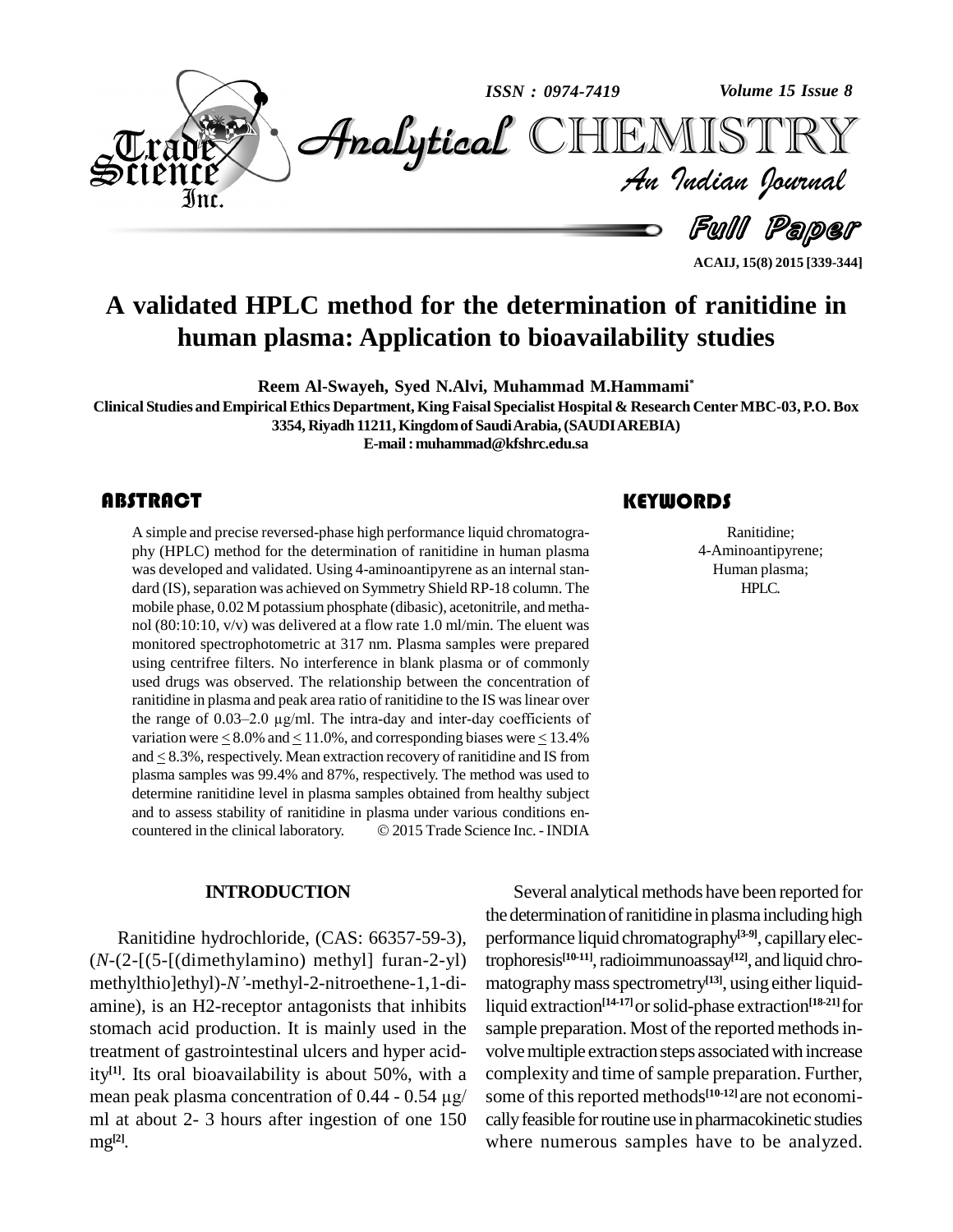# A validated HPLC method for the determination of ranitidine in human plasma: Application to bioavailability studies

**Reem Al-Swayeh, Syed N.Alvi, Muhammad M.Hammami***

**Clinical Studies and Empirical Ethics Department, King Faisal Specialist Hospital & Research Center MBC-03, P.O. Box 3354, Riyadh 11211, Kingdom of Saudi Arabia, (SAUDI AREBIA)**

**E-mail : muhammad@kfshrc.edu.sa**

## ABSTRACT

A simple and precise reversed-phase high performance liquid chromatography (HPLC) method for the determination of ranitidine in human plasma was developed and validated. Using 4-aminoantipyrene as an internal standard (IS), separation was achieved on Symmetry Shield RP-18 column. The mobile phase, 0.02 M potassium phosphate (dibasic), acetonitrile, and methanol (80:10:10, v/v) was delivered at a flow rate 1.0 ml/min. The eluent was monitored spectrophotometric at 317 nm. Plasma samples were prepared using centrifree filters. No interference in blank plasma or of commonly used drugs was observed. The relationship between the concentration of ranitidine in plasma and peak area ratio of ranitidine to the IS was linear over the range of 0.03–2.0 μg/ml. The intra-day and inter-day coefficients of variation were $\leq$ 8.0% and $\leq$ 11.0%, and corresponding biases were $\leq$ 13.4% and $\leq$ 8.3%, respectively. Mean extraction recovery of ranitidine and IS from plasma samples was 99.4% and 87%, respectively. The method was used to determine ranitidine level in plasma samples obtained from healthy subject and to assess stability of ranitidine in plasma under various conditions encountered in the clinical laboratory. © 2015 Trade Science Inc. - INDIA

## KEYWORDS

Ranitidine;
4-Aminoantipyrene;
Human plasma;
HPLC.

## INTRODUCTION

Ranitidine hydrochloride, (CAS: 66357-59-3), (*N*-(2-[(5-[(dimethylamino) methyl] furan-2-yl) methylthio]ethyl)-*N'*-methyl-2-nitroethene-1,1-diamine), is an H2-receptor antagonists that inhibits stomach acid production. It is mainly used in the treatment of gastrointestinal ulcers and hyper acidity[1]. Its oral bioavailability is about 50%, with a mean peak plasma concentration of 0.44 - 0.54 μg/ml at about 2- 3 hours after ingestion of one 150 mg[2].

Several analytical methods have been reported for the determination of ranitidine in plasma including high performance liquid chromatography[3-9], capillary electrophoresis[10-11], radioimmunoassay[12], and liquid chromatography mass spectrometry[13], using either liquid-liquid extraction[14-17] or solid-phase extraction[18-21] for sample preparation. Most of the reported methods involve multiple extraction steps associated with increase complexity and time of sample preparation. Further, some of this reported methods[10-12] are not economically feasible for routine use in pharmacokinetic studies where numerous samples have to be analyzed.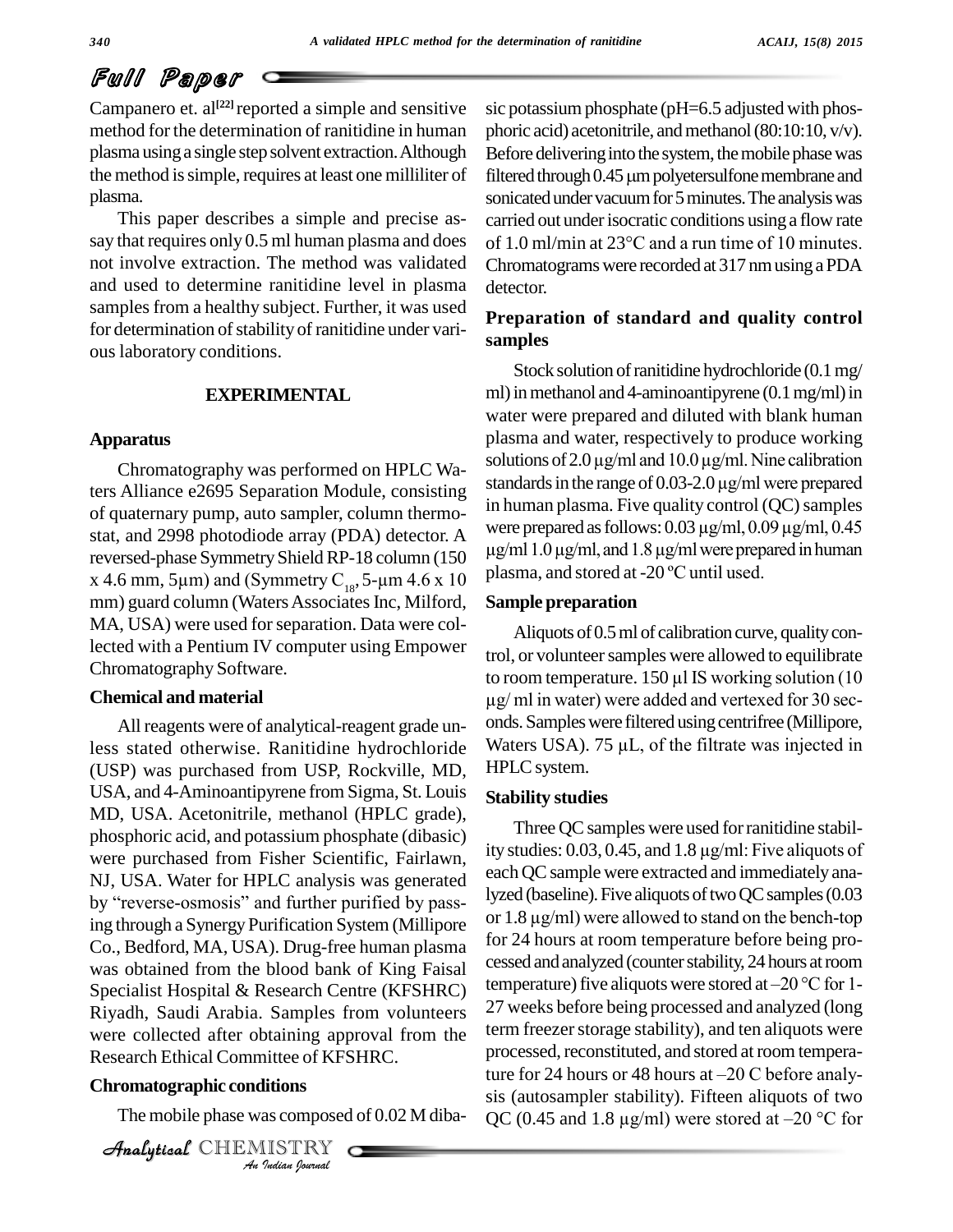Campanero et. al[22] reported a simple and sensitive method for the determination of ranitidine in human plasma using a single step solvent extraction. Although the method is simple, requires at least one milliliter of plasma.

This paper describes a simple and precise assay that requires only 0.5 ml human plasma and does not involve extraction. The method was validated and used to determine ranitidine level in plasma samples from a healthy subject. Further, it was used for determination of stability of ranitidine under various laboratory conditions.

## EXPERIMENTAL

### Apparatus

Chromatography was performed on HPLC Waters Alliance e2695 Separation Module, consisting of quaternary pump, auto sampler, column thermostat, and 2998 photodiode array (PDA) detector. A reversed-phase Symmetry Shield RP-18 column (150 x 4.6 mm, 5μm) and (Symmetry $C_{18}$, 5-μm 4.6 x 10 mm) guard column (Waters Associates Inc, Milford, MA, USA) were used for separation. Data were collected with a Pentium IV computer using Empower Chromatography Software.

### Chemical and material

All reagents were of analytical-reagent grade unless stated otherwise. Ranitidine hydrochloride (USP) was purchased from USP, Rockville, MD, USA, and 4-Aminoantipyrene from Sigma, St. Louis MD, USA. Acetonitrile, methanol (HPLC grade), phosphoric acid, and potassium phosphate (dibasic) were purchased from Fisher Scientific, Fairlawn, NJ, USA. Water for HPLC analysis was generated by "reverse-osmosis" and further purified by passing through a Synergy Purification System (Millipore Co., Bedford, MA, USA). Drug-free human plasma was obtained from the blood bank of King Faisal Specialist Hospital & Research Centre (KFSHRC) Riyadh, Saudi Arabia. Samples from volunteers were collected after obtaining approval from the Research Ethical Committee of KFSHRC.

### Chromatographic conditions

The mobile phase was composed of 0.02 M dibasic potassium phosphate (pH=6.5 adjusted with phosphoric acid) acetonitrile, and methanol (80:10:10, v/v). Before delivering into the system, the mobile phase was filtered through 0.45 μm polyetersulfone membrane and sonicated under vacuum for 5 minutes. The analysis was carried out under isocratic conditions using a flow rate of 1.0 ml/min at 23°C and a run time of 10 minutes. Chromatograms were recorded at 317 nm using a PDA detector.

### Preparation of standard and quality control samples

Stock solution of ranitidine hydrochloride (0.1 mg/ml) in methanol and 4-aminoantipyrene (0.1 mg/ml) in water were prepared and diluted with blank human plasma and water, respectively to produce working solutions of 2.0 μg/ml and 10.0 μg/ml. Nine calibration standards in the range of 0.03-2.0 μg/ml were prepared in human plasma. Five quality control (QC) samples were prepared as follows: 0.03 μg/ml, 0.09 μg/ml, 0.45 μg/ml 1.0 μg/ml, and 1.8 μg/ml were prepared in human plasma, and stored at -20 ºC until used.

### Sample preparation

Aliquots of 0.5 ml of calibration curve, quality control, or volunteer samples were allowed to equilibrate to room temperature. 150 μl IS working solution (10 μg/ ml in water) were added and vertexed for 30 seconds. Samples were filtered using centrifree (Millipore, Waters USA). 75 μL, of the filtrate was injected in HPLC system.

### Stability studies

Three QC samples were used for ranitidine stability studies: 0.03, 0.45, and 1.8 μg/ml: Five aliquots of each QC sample were extracted and immediately analyzed (baseline). Five aliquots of two QC samples (0.03 or 1.8 μg/ml) were allowed to stand on the bench-top for 24 hours at room temperature before being processed and analyzed (counter stability, 24 hours at room temperature) five aliquots were stored at –20 °C for 1-27 weeks before being processed and analyzed (long term freezer storage stability), and ten aliquots were processed, reconstituted, and stored at room temperature for 24 hours or 48 hours at –20 C before analysis (autosampler stability). Fifteen aliquots of two QC (0.45 and 1.8 μg/ml) were stored at –20 °C for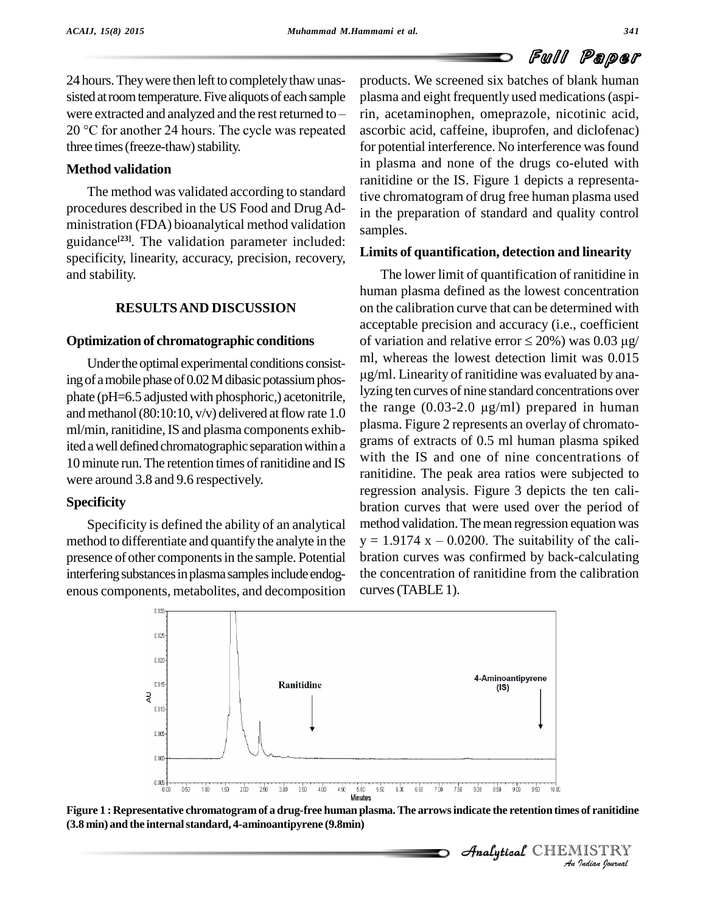24 hours. They were then left to completely thaw unassisted at room temperature. Five aliquots of each sample were extracted and analyzed and the rest returned to – 20 °C for another 24 hours. The cycle was repeated three times (freeze-thaw) stability.

### Method validation

The method was validated according to standard procedures described in the US Food and Drug Administration (FDA) bioanalytical method validation guidance[23]. The validation parameter included: specificity, linearity, accuracy, precision, recovery, and stability.

## RESULTS AND DISCUSSION

### Optimization of chromatographic conditions

Under the optimal experimental conditions consisting of a mobile phase of 0.02 M dibasic potassium phosphate (pH=6.5 adjusted with phosphoric,) acetonitrile, and methanol (80:10:10, v/v) delivered at flow rate 1.0 ml/min, ranitidine, IS and plasma components exhibited a well defined chromatographic separation within a 10 minute run. The retention times of ranitidine and IS were around 3.8 and 9.6 respectively.

### Specificity

Specificity is defined the ability of an analytical method to differentiate and quantify the analyte in the presence of other components in the sample. Potential interfering substances in plasma samples include endogenous components, metabolites, and decomposition products. We screened six batches of blank human plasma and eight frequently used medications (aspirin, acetaminophen, omeprazole, nicotinic acid, ascorbic acid, caffeine, ibuprofen, and diclofenac) for potential interference. No interference was found in plasma and none of the drugs co-eluted with ranitidine or the IS. Figure 1 depicts a representative chromatogram of drug free human plasma used in the preparation of standard and quality control samples.

### Limits of quantification, detection and linearity

The lower limit of quantification of ranitidine in human plasma defined as the lowest concentration on the calibration curve that can be determined with acceptable precision and accuracy (i.e., coefficient of variation and relative error ≤ 20%) was 0.03 μg/ml, whereas the lowest detection limit was 0.015 μg/ml. Linearity of ranitidine was evaluated by analyzing ten curves of nine standard concentrations over the range (0.03-2.0 μg/ml) prepared in human plasma. Figure 2 represents an overlay of chromatograms of extracts of 0.5 ml human plasma spiked with the IS and one of nine concentrations of ranitidine. The peak area ratios were subjected to regression analysis. Figure 3 depicts the ten calibration curves that were used over the period of method validation. The mean regression equation was $y = 1.9174\,x - 0.0200$. The suitability of the calibration curves was confirmed by back-calculating the concentration of ranitidine from the calibration curves (TABLE 1).

**Figure 1 : Representative chromatogram of a drug-free human plasma. The arrows indicate the retention times of ranitidine (3.8 min) and the internal standard, 4-aminoantipyrene (9.8min)**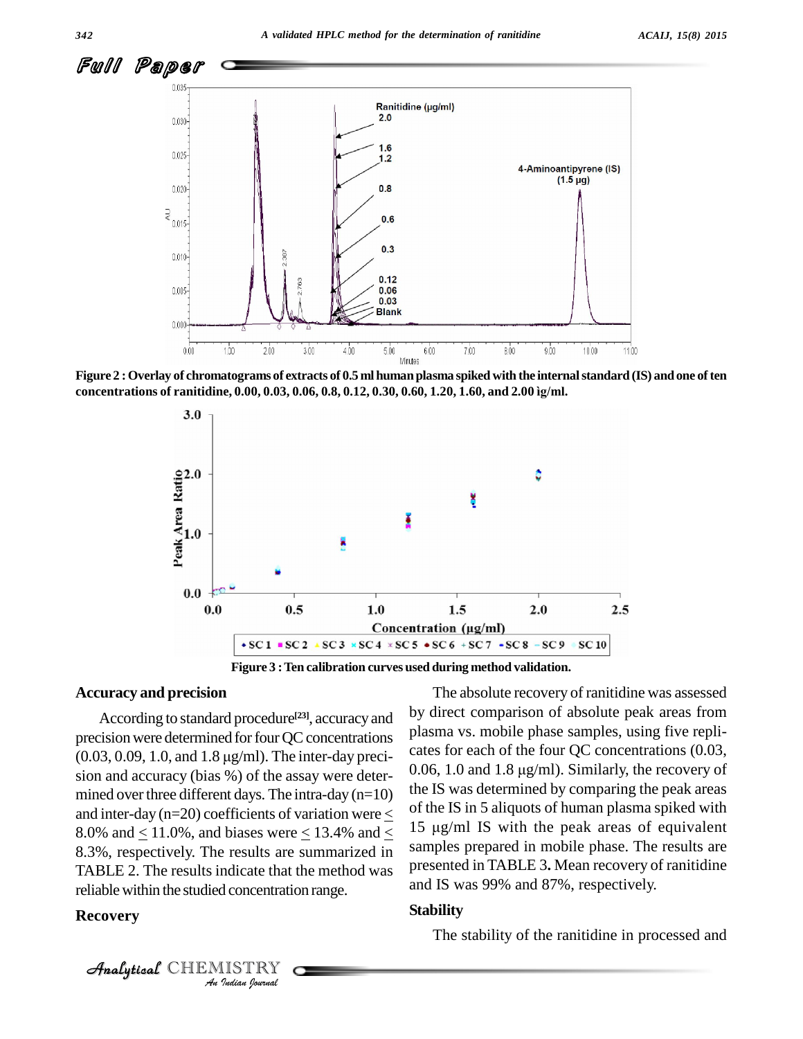Figure 2 : Overlay of chromatograms of extracts of 0.5 ml human plasma spiked with the internal standard (IS) and one of ten concentrations of ranitidine, 0.00, 0.03, 0.06, 0.8, 0.12, 0.30, 0.60, 1.20, 1.60, and 2.00 ìg/ml.

Figure 3 : Ten calibration curves used during method validation.

## Accuracy and precision

According to standard procedure[23], accuracy and precision were determined for four QC concentrations (0.03, 0.09, 1.0, and 1.8 μg/ml). The inter-day precision and accuracy (bias %) of the assay were determined over three different days. The intra-day (n=10) and inter-day (n=20) coefficients of variation were ≤ 8.0% and ≤ 11.0%, and biases were ≤ 13.4% and ≤ 8.3%, respectively. The results are summarized in TABLE 2. The results indicate that the method was reliable within the studied concentration range.

## Recovery

The absolute recovery of ranitidine was assessed by direct comparison of absolute peak areas from plasma vs. mobile phase samples, using five replicates for each of the four QC concentrations (0.03, 0.06, 1.0 and 1.8 μg/ml). Similarly, the recovery of the IS was determined by comparing the peak areas of the IS in 5 aliquots of human plasma spiked with 15 μg/ml IS with the peak areas of equivalent samples prepared in mobile phase. The results are presented in TABLE 3**.** Mean recovery of ranitidine and IS was 99% and 87%, respectively.

## Stability

The stability of the ranitidine in processed and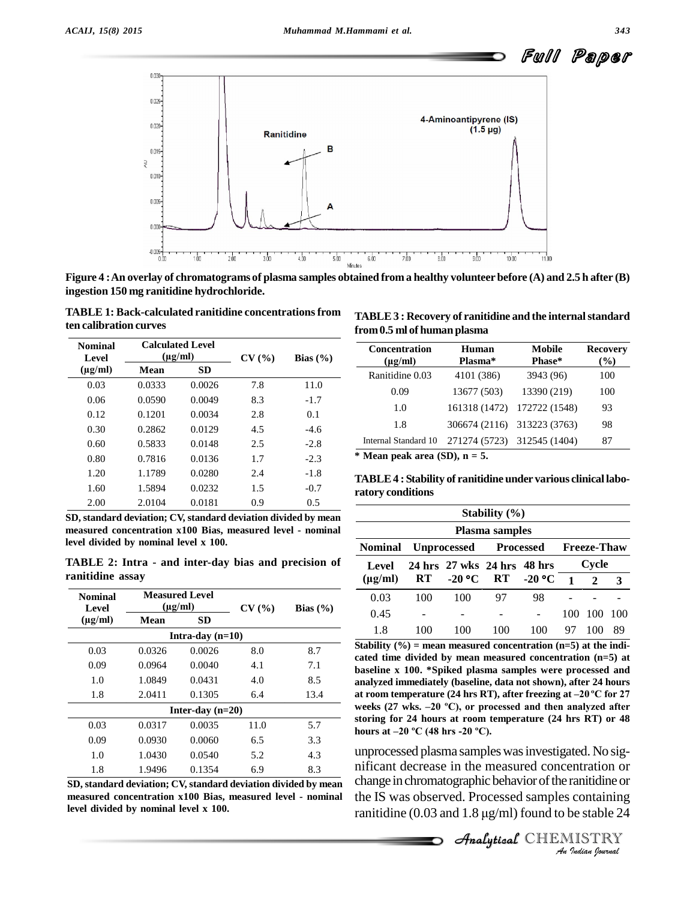Figure 4 : An overlay of chromatograms of plasma samples obtained from a healthy volunteer before (A) and 2.5 h after (B) ingestion 150 mg ranitidine hydrochloride.

**TABLE 1: Back-calculated ranitidine concentrations from ten calibration curves**

| Nominal Level (µg/ml) | Calculated Level (µg/ml) | | CV (%) | Bias (%) |
|---|---|---|---|---|
| | Mean | SD | | |
| 0.03 | 0.0333 | 0.0026 | 7.8 | 11.0 |
| 0.06 | 0.0590 | 0.0049 | 8.3 | -1.7 |
| 0.12 | 0.1201 | 0.0034 | 2.8 | 0.1 |
| 0.30 | 0.2862 | 0.0129 | 4.5 | -4.6 |
| 0.60 | 0.5833 | 0.0148 | 2.5 | -2.8 |
| 0.80 | 0.7816 | 0.0136 | 1.7 | -2.3 |
| 1.20 | 1.1789 | 0.0280 | 2.4 | -1.8 |
| 1.60 | 1.5894 | 0.0232 | 1.5 | -0.7 |
| 2.00 | 2.0104 | 0.0181 | 0.9 | 0.5 |

**SD, standard deviation; CV, standard deviation divided by mean measured concentration x100 Bias, measured level - nominal level divided by nominal level x 100.**

**TABLE 2: Intra - and inter-day bias and precision of ranitidine assay**

| Nominal Level (µg/ml) | Measured Level (µg/ml) | | CV (%) | Bias (%) |
|---|---|---|---|---|
| | Mean | SD | | |
| | **Intra-day (n=10)** | | | |
| 0.03 | 0.0326 | 0.0026 | 8.0 | 8.7 |
| 0.09 | 0.0964 | 0.0040 | 4.1 | 7.1 |
| 1.0 | 1.0849 | 0.0431 | 4.0 | 8.5 |
| 1.8 | 2.0411 | 0.1305 | 6.4 | 13.4 |
| | **Inter-day (n=20)** | | | |
| 0.03 | 0.0317 | 0.0035 | 11.0 | 5.7 |
| 0.09 | 0.0930 | 0.0060 | 6.5 | 3.3 |
| 1.0 | 1.0430 | 0.0540 | 5.2 | 4.3 |
| 1.8 | 1.9496 | 0.1354 | 6.9 | 8.3 |

**SD, standard deviation; CV, standard deviation divided by mean measured concentration x100 Bias, measured level - nominal level divided by nominal level x 100.**

**TABLE 3 : Recovery of ranitidine and the internal standard from 0.5 ml of human plasma**

| Concentration (µg/ml) | Human Plasma* | Mobile Phase* | Recovery (%) |
|---|---|---|---|
| Ranitidine 0.03 | 4101 (386) | 3943 (96) | 100 |
| 0.09 | 13677 (503) | 13390 (219) | 100 |
| 1.0 | 161318 (1472) | 172722 (1548) | 93 |
| 1.8 | 306674 (2116) | 313223 (3763) | 98 |
| Internal Standard 10 | 271274 (5723) | 312545 (1404) | 87 |

**\* Mean peak area (SD), n = 5.**

**TABLE 4 : Stability of ranitidine under various clinical laboratory conditions**

| Nominal Level (µg/ml) | Unprocessed 24 hrs RT | Unprocessed 27 wks -20 °C | Processed 24 hrs RT | Processed 48 hrs -20 °C | Freeze-Thaw Cycle 1 | Freeze-Thaw Cycle 2 | Freeze-Thaw Cycle 3 |
|---|---|---|---|---|---|---|---|
| 0.03 | 100 | 100 | 97 | 98 | - | - | - |
| 0.45 | - | - | - | - | 100 | 100 | 100 |
| 1.8 | 100 | 100 | 100 | 100 | 97 | 100 | 89 |

Stability (%) and Plasma samples apply to all columns.

**Stability (%) = mean measured concentration (n=5) at the indicated time divided by mean measured concentration (n=5) at baseline x 100. \*Spiked plasma samples were processed and analyzed immediately (baseline, data not shown), after 24 hours at room temperature (24 hrs RT), after freezing at –20 ºC for 27 weeks (27 wks. –20 ºC), or processed and then analyzed after storing for 24 hours at room temperature (24 hrs RT) or 48 hours at –20 ºC (48 hrs -20 ºC).**

unprocessed plasma samples was investigated. No significant decrease in the measured concentration or change in chromatographic behavior of the ranitidine or the IS was observed. Processed samples containing ranitidine (0.03 and 1.8 µg/ml) found to be stable 24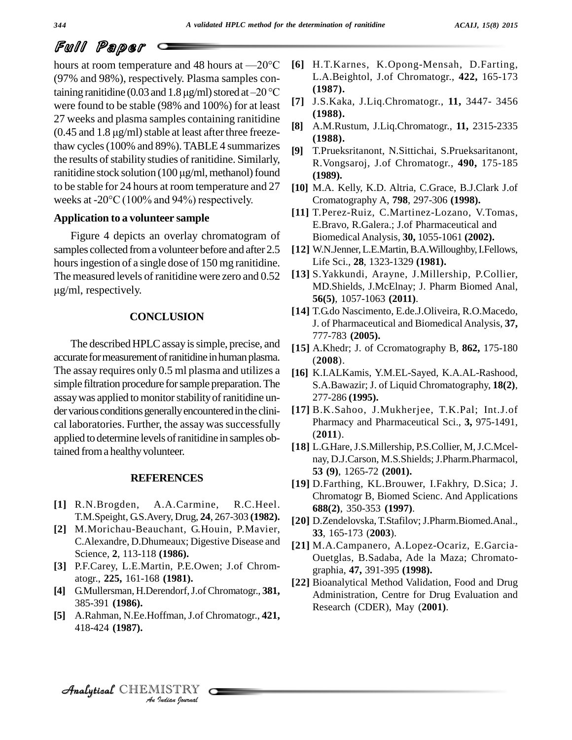hours at room temperature and 48 hours at —20°C (97% and 98%), respectively. Plasma samples containing ranitidine (0.03 and 1.8 μg/ml) stored at –20 °C were found to be stable (98% and 100%) for at least 27 weeks and plasma samples containing ranitidine (0.45 and 1.8 μg/ml) stable at least after three freeze-thaw cycles (100% and 89%). TABLE 4 summarizes the results of stability studies of ranitidine. Similarly, ranitidine stock solution (100 μg/ml, methanol) found to be stable for 24 hours at room temperature and 27 weeks at -20°C (100% and 94%) respectively.

### Application to a volunteer sample

Figure 4 depicts an overlay chromatogram of samples collected from a volunteer before and after 2.5 hours ingestion of a single dose of 150 mg ranitidine. The measured levels of ranitidine were zero and 0.52 μg/ml, respectively.

## CONCLUSION

The described HPLC assay is simple, precise, and accurate for measurement of ranitidine in human plasma. The assay requires only 0.5 ml plasma and utilizes a simple filtration procedure for sample preparation. The assay was applied to monitor stability of ranitidine under various conditions generally encountered in the clinical laboratories. Further, the assay was successfully applied to determine levels of ranitidine in samples obtained from a healthy volunteer.

## REFERENCES

**[1]** R.N.Brogden, A.A.Carmine, R.C.Heel. T.M.Speight, G.S.Avery, Drug, **24**, 267-303 **(1982).**

**[2]** M.Morichau-Beauchant, G.Houin, P.Mavier, C.Alexandre, D.Dhumeaux; Digestive Disease and Science, **2**, 113-118 **(1986).**

**[3]** P.F.Carey, L.E.Martin, P.E.Owen; J.of Chromatogr., **225,** 161-168 **(1981).**

**[4]** G.Mullersman, H.Derendorf, J.of Chromatogr., **381,** 385-391 **(1986).**

**[5]** A.Rahman, N.Ee.Hoffman, J.of Chromatogr., **421,** 418-424 **(1987).**

**[6]** H.T.Karnes, K.Opong-Mensah, D.Farting, L.A.Beightol, J.of Chromatogr., **422,** 165-173 **(1987).**

**[7]** J.S.Kaka, J.Liq.Chromatogr., **11,** 3447- 3456 **(1988).**

**[8]** A.M.Rustum, J.Liq.Chromatogr., **11,** 2315-2335 **(1988).**

**[9]** T.Prueksritanont, N.Sittichai, S.Prueksaritanont, R.Vongsaroj, J.of Chromatogr., **490,** 175-185 **(1989).**

**[10]** M.A. Kelly, K.D. Altria, C.Grace, B.J.Clark J.of Cromatography A, **798**, 297-306 **(1998).**

**[11]** T.Perez-Ruiz, C.Martinez-Lozano, V.Tomas, E.Bravo, R.Galera.; J.of Pharmaceutical and Biomedical Analysis, **30,** 1055-1061 **(2002).**

**[12]** W.N.Jenner, L.E.Martin, B.A.Willoughby, I.Fellows, Life Sci., **28**, 1323-1329 **(1981).**

**[13]** S.Yakkundi, Arayne, J.Millership, P.Collier, MD.Shields, J.McElnay; J. Pharm Biomed Anal, **56(5)**, 1057-1063 **(2011)**.

**[14]** T.G.do Nascimento, E.de.J.Oliveira, R.O.Macedo, J. of Pharmaceutical and Biomedical Analysis, **37,** 777-783 **(2005).**

**[15]** A.Khedr; J. of Ccromatography B, **862,** 175-180 (**2008**).

**[16]** K.I.ALKamis, Y.M.EL-Sayed, K.A.AL-Rashood, S.A.Bawazir; J. of Liquid Chromatography, **18(2)**, 277-286 **(1995).**

**[17]** B.K.Sahoo, J.Mukherjee, T.K.Pal; Int.J.of Pharmacy and Pharmaceutical Sci., **3,** 975-1491, (**2011**).

**[18]** L.G.Hare, J.S.Millership, P.S.Collier, M, J.C.Mcelnay, D.J.Carson, M.S.Shields; J.Pharm.Pharmacol, **53 (9)**, 1265-72 **(2001).**

**[19]** D.Farthing, KL.Brouwer, I.Fakhry, D.Sica; J. Chromatogr B, Biomed Scienc. And Applications **688(2)**, 350-353 **(1997)**.

**[20]** D.Zendelovska, T.Stafilov; J.Pharm.Biomed.Anal., **33**, 165-173 (**2003**).

**[21]** M.A.Campanero, A.Lopez-Ocariz, E.Garcia-Ouetglas, B.Sadaba, Ade la Maza; Chromatographia, **47,** 391-395 **(1998).**

**[22]** Bioanalytical Method Validation, Food and Drug Administration, Centre for Drug Evaluation and Research (CDER), May (**2001**).